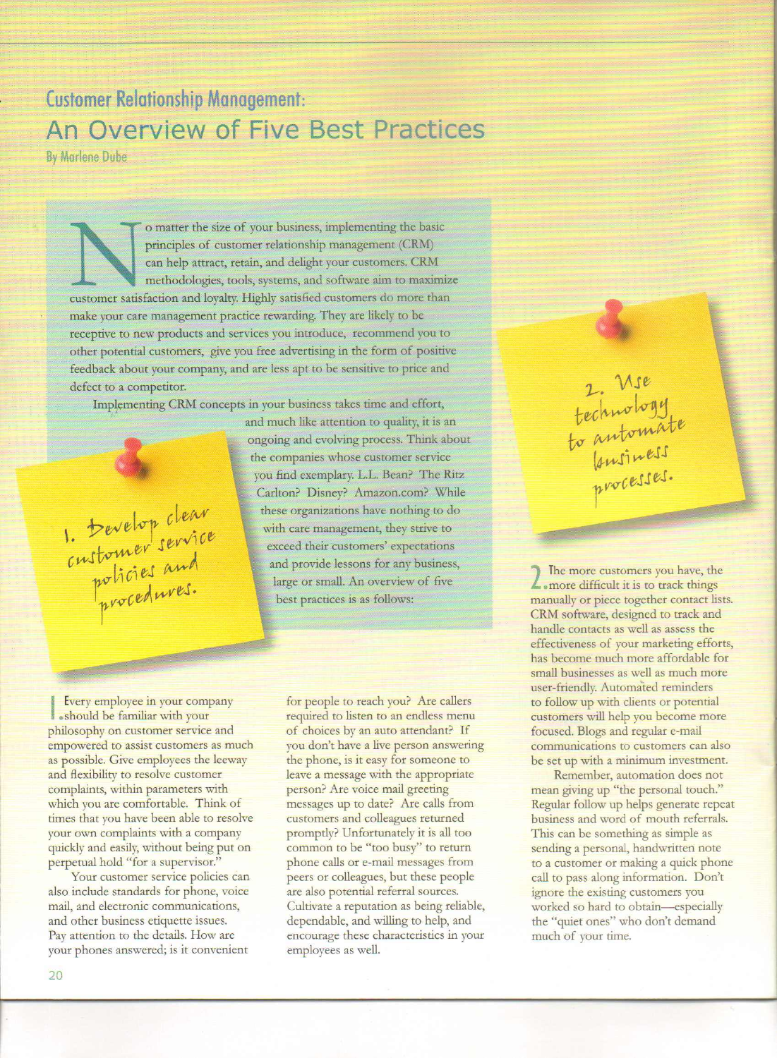## Customer Relationship Management:

# An Overview of Five Best Practices

By Marlene Dube

No matter the size of your business, implementing the basic principles of customer relationship management (CRM) can help attract, retain, and delight your customers. CRM methodologies, tools, systems, and software aim to maximize customer satisfaction and loyalty. Highly satisfied customers do more than make your care management practice rewarding. They are likely to be receptive to new products and services you introduce, recommend you to other potential customers, give you free advertising in the form of positive feedback about your company, and are less apt to be sensitive to price and defect to a competitor.

Implementing CRM concepts in your business takes time and effort, and much like attention to quality, it is an ongoing and evolving process. Think about the companies whose customer service you find exemplary. L.L. Bean? The Ritz Carlton? Disney? Amazon.com? While these organizations have nothing to do with care management, they strive to exceed their customers' expectations and provide lessons for any business, large or small. An overview of five best practices is as follows:

### 1. Develop clear customer service policies and procedures.

1. Every employee in your company should be familiar with your philosophy on customer service and empowered to assist customers as much as possible. Give employees the leeway and flexibility to resolve customer complaints, within parameters with which you are comfortable. Think of times that you have been able to resolve your own complaints with a company quickly and easily, without being put on perpetual hold "for a supervisor."

Your customer service policies can also include standards for phone, voice mail, and electronic communications, and other business etiquette issues. Pay attention to the details. How are your phones answered; is it convenient for people to reach you? Are callers required to listen to an endless menu of choices by an auto attendant? If you don't have a live person answering the phone, is it easy for someone to leave a message with the appropriate person? Are voice mail greeting messages up to date? Are calls from customers and colleagues returned promptly? Unfortunately it is all too common to be "too busy" to return phone calls or e-mail messages from peers or colleagues, but these people are also potential referral sources. Cultivate a reputation as being reliable, dependable, and willing to help, and encourage these characteristics in your employees as well.

### 2. Use technology to automate business processes.

2. The more customers you have, the more difficult it is to track things manually or piece together contact lists. CRM software, designed to track and handle contacts as well as assess the effectiveness of your marketing efforts, has become much more affordable for small businesses as well as much more user-friendly. Automated reminders to follow up with clients or potential customers will help you become more focused. Blogs and regular e-mail communications to customers can also be set up with a minimum investment.

Remember, automation does not mean giving up "the personal touch." Regular follow up helps generate repeat business and word of mouth referrals. This can be something as simple as sending a personal, handwritten note to a customer or making a quick phone call to pass along information. Don't ignore the existing customers you worked so hard to obtain—especially the "quiet ones" who don't demand much of your time.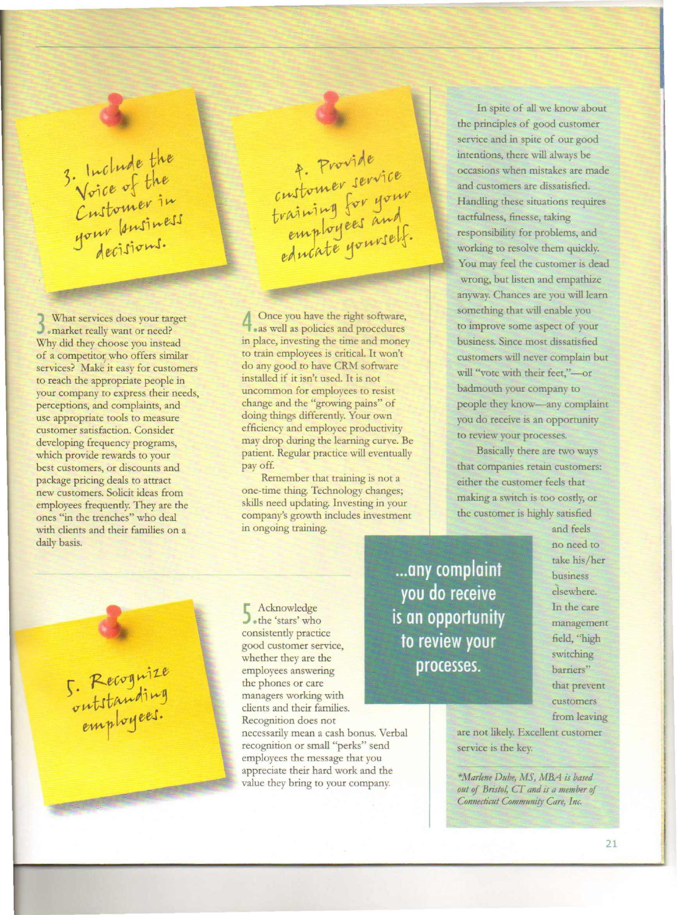### 3. Include the Voice of the Customer in your business decisions.

**3.** What services does your target market really want or need? Why did they choose you instead of a competitor, who offers similar services? Make it easy for customers to reach the appropriate people in your company to express their needs, perceptions, and complaints, and use appropriate tools to measure customer satisfaction. Consider developing frequency programs, which provide rewards to your best customers, or discounts and package pricing deals to attract new customers. Solicit ideas from employees frequently. They are the ones "in the trenches" who deal with clients and their families on a daily basis.

### 4. Provide customer service training for your employees and educate yourself.

**4.** Once you have the right software, as well as policies and procedures in place, investing the time and money to train employees is critical. It won't do any good to have CRM software installed if it isn't used. It is not uncommon for employees to resist change and the "growing pains" of doing things differently. Your own efficiency and employee productivity may drop during the learning curve. Be patient. Regular practice will eventually pay off.

Remember that training is not a one-time thing. Technology changes; skills need updating. Investing in your company's growth includes investment in ongoing training.

### 5. Recognize outstanding employees.

**5.** Acknowledge the 'stars' who consistently practice good customer service, whether they are the employees answering the phones or care managers working with clients and their families. Recognition does not necessarily mean a cash bonus. Verbal recognition or small "perks" send employees the message that you appreciate their hard work and the value they bring to your company.

In spite of all we know about the principles of good customer service and in spite of our good intentions, there will always be occasions when mistakes are made and customers are dissatisfied. Handling these situations requires tactfulness, finesse, taking responsibility for problems, and working to resolve them quickly. You may feel the customer is dead wrong, but listen and empathize anyway. Chances are you will learn something that will enable you to improve some aspect of your business. Since most dissatisfied customers will never complain but will "vote with their feet,"—or badmouth your company to people they know—any complaint you do receive is an opportunity to review your processes.

> ...any complaint you do receive is an opportunity to review your processes.

Basically there are two ways that companies retain customers: either the customer feels that making a switch is too costly, or the customer is highly satisfied and feels no need to take his/her business elsewhere. In the care management field, "high switching barriers" that prevent customers from leaving are not likely. Excellent customer service is the key.

*\*Marlene Dube, MS, MBA is based out of Bristol, CT and is a member of Connecticut Community Care, Inc.*